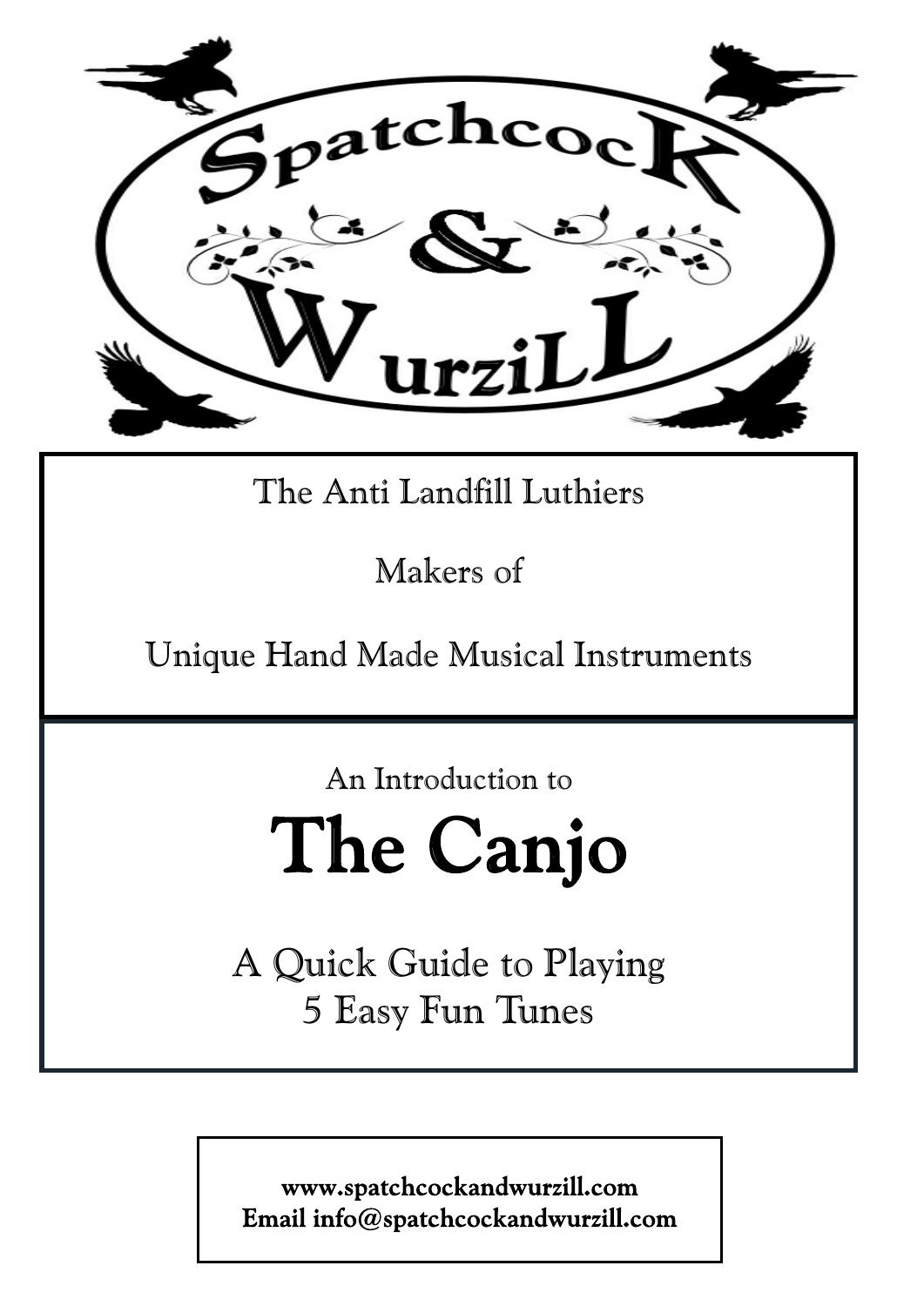# Spatchcock & Wurzill

The Anti Landfill Luthiers

Makers of

Unique Hand Made Musical Instruments

An Introduction to

# The Canjo

## A Quick Guide to Playing 5 Easy Fun Tunes

**www.spatchcockandwurzill.com**
**Email info@spatchcockandwurzill.com**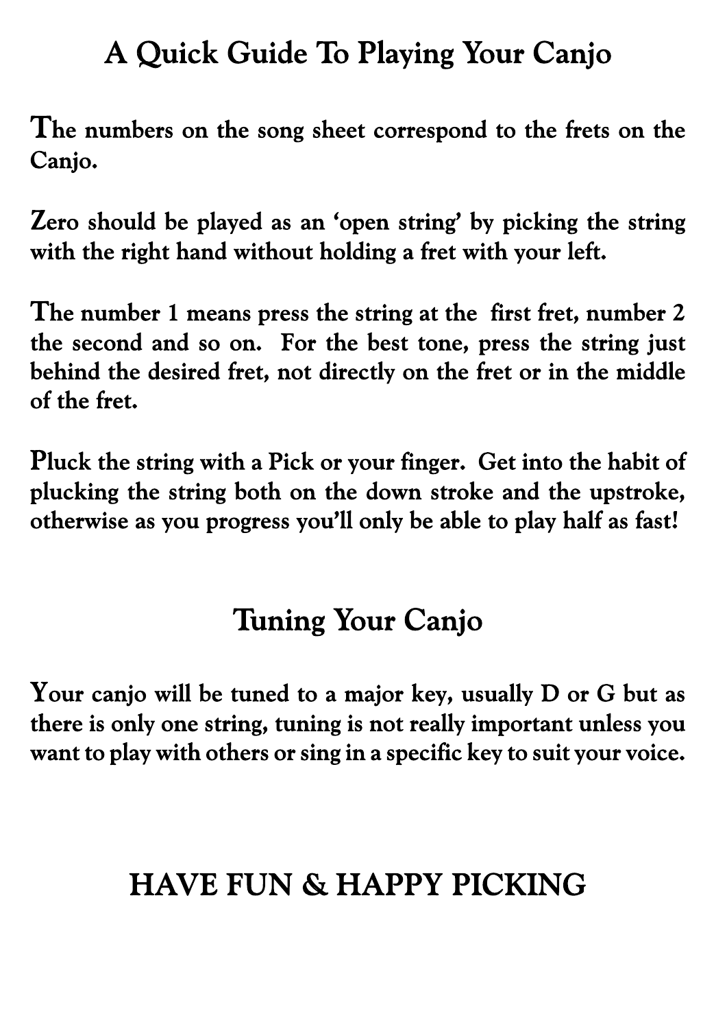# A Quick Guide To Playing Your Canjo

The numbers on the song sheet correspond to the frets on the Canjo.

Zero should be played as an 'open string' by picking the string with the right hand without holding a fret with your left.

The number 1 means press the string at the first fret, number 2 the second and so on. For the best tone, press the string just behind the desired fret, not directly on the fret or in the middle of the fret.

Pluck the string with a Pick or your finger. Get into the habit of plucking the string both on the down stroke and the upstroke, otherwise as you progress you'll only be able to play half as fast!

# Tuning Your Canjo

Your canjo will be tuned to a major key, usually D or G but as there is only one string, tuning is not really important unless you want to play with others or sing in a specific key to suit your voice.

# HAVE FUN & HAPPY PICKING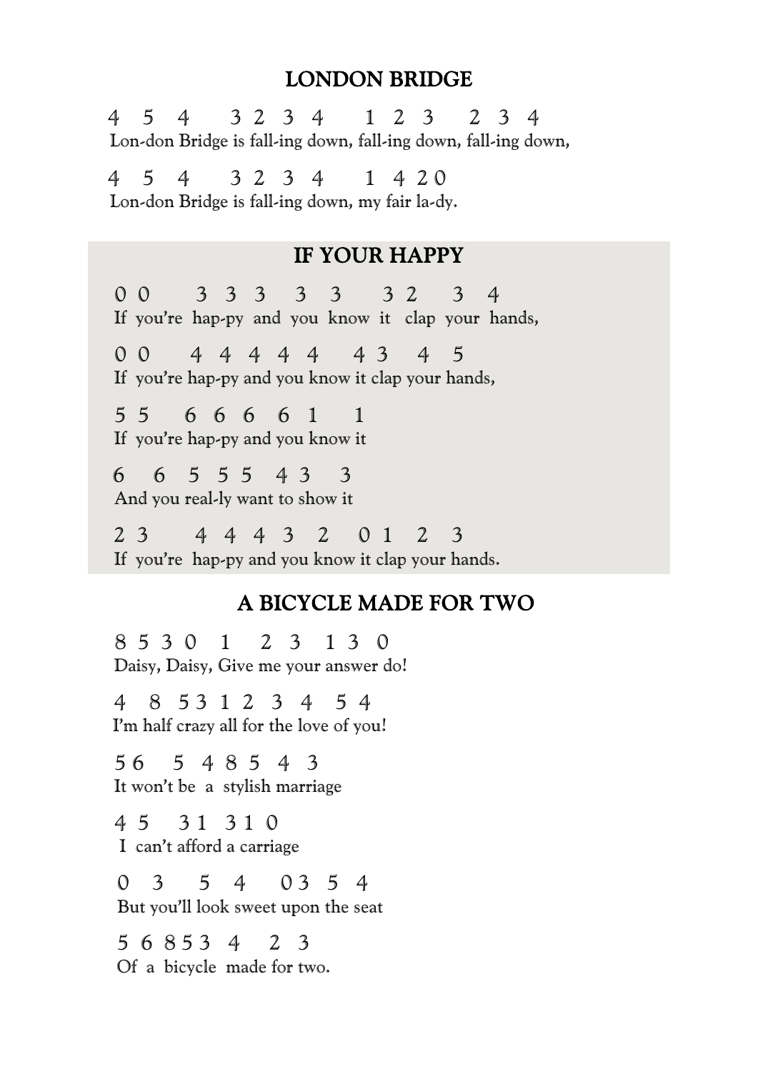## LONDON BRIDGE

4 5 4 3 2 3 4 1 2 3 2 3 4
Lon-don Bridge is fall-ing down, fall-ing down, fall-ing down,

4 5 4 3 2 3 4 1 4 2 0
Lon-don Bridge is fall-ing down, my fair la-dy.

## IF YOUR HAPPY

0 0 3 3 3 3 3 3 2 3 4
If you're hap-py and you know it clap your hands,

0 0 4 4 4 4 4 4 3 4 5
If you're hap-py and you know it clap your hands,

5 5 6 6 6 6 1 1
If you're hap-py and you know it

6 6 5 5 5 4 3 3
And you real-ly want to show it

2 3 4 4 4 3 2 0 1 2 3
If you're hap-py and you know it clap your hands.

## A BICYCLE MADE FOR TWO

8 5 3 0 1 2 3 1 3 0
Daisy, Daisy, Give me your answer do!

4 8 5 3 1 2 3 4 5 4
I'm half crazy all for the love of you!

5 6 5 4 8 5 4 3
It won't be a stylish marriage

4 5 3 1 3 1 0
I can't afford a carriage

0 3 5 4 0 3 5 4
But you'll look sweet upon the seat

5 6 8 5 3 4 2 3
Of a bicycle made for two.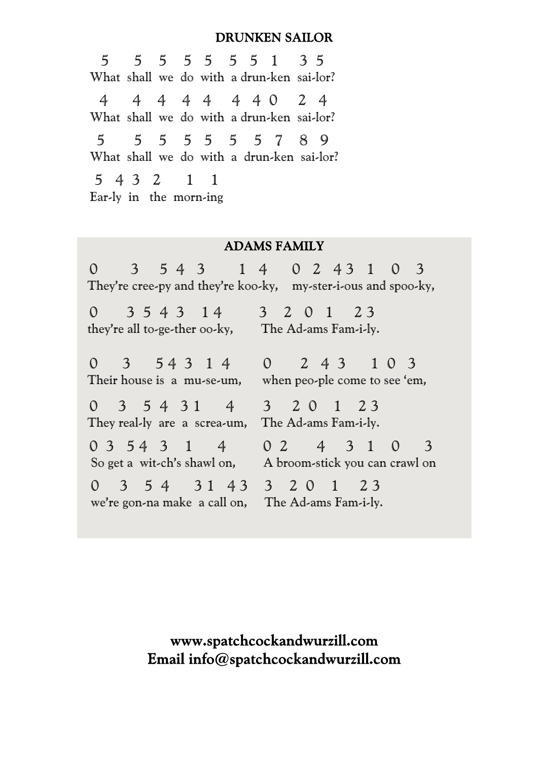## DRUNKEN SAILOR

```
 5      5    5    5   5    5   5   1     3  5
What  shall  we  do  with  a drun-ken  sai-lor?

 4      4    4    4   4    4   4  0    2  4
What  shall  we  do  with  a drun-ken  sai-lor?

 5      5    5    5   5    5    5   7    8  9
What  shall  we  do  with  a  drun-ken  sai-lor?

 5  4  3  2     1   1
Ear-ly  in  the  morn-ing
```

## ADAMS FAMILY

```
0       3    5  4  3       1  4     0  2  4 3  1    0   3
They're cree-py and they're koo-ky,   my-ster-i-ous and spoo-ky,

0      3  5  4  3   1 4       3   2   0  1    2 3
they're all to-ge-ther oo-ky,      The Ad-ams Fam-i-ly.

0     3     5 4  3   1  4      0      2   4  3    1  0  3
Their house is  a  mu-se-um,    when peo-ple come to see 'em,

0    3    5  4  3 1     4      3    2  0    1    2 3
They real-ly  are  a  screa-um,  The Ad-ams Fam-i-ly.

0  3   5 4   3    1     4      0  2      4    3   1    0     3
So get a  wit-ch's shawl on,     A broom-stick you can crawl on

0    3    5  4     3 1   4 3   3   2  0    1    2 3
we're gon-na make  a call on,    The Ad-ams Fam-i-ly.
```

**www.spatchcockandwurzill.com**
**Email info@spatchcockandwurzill.com**